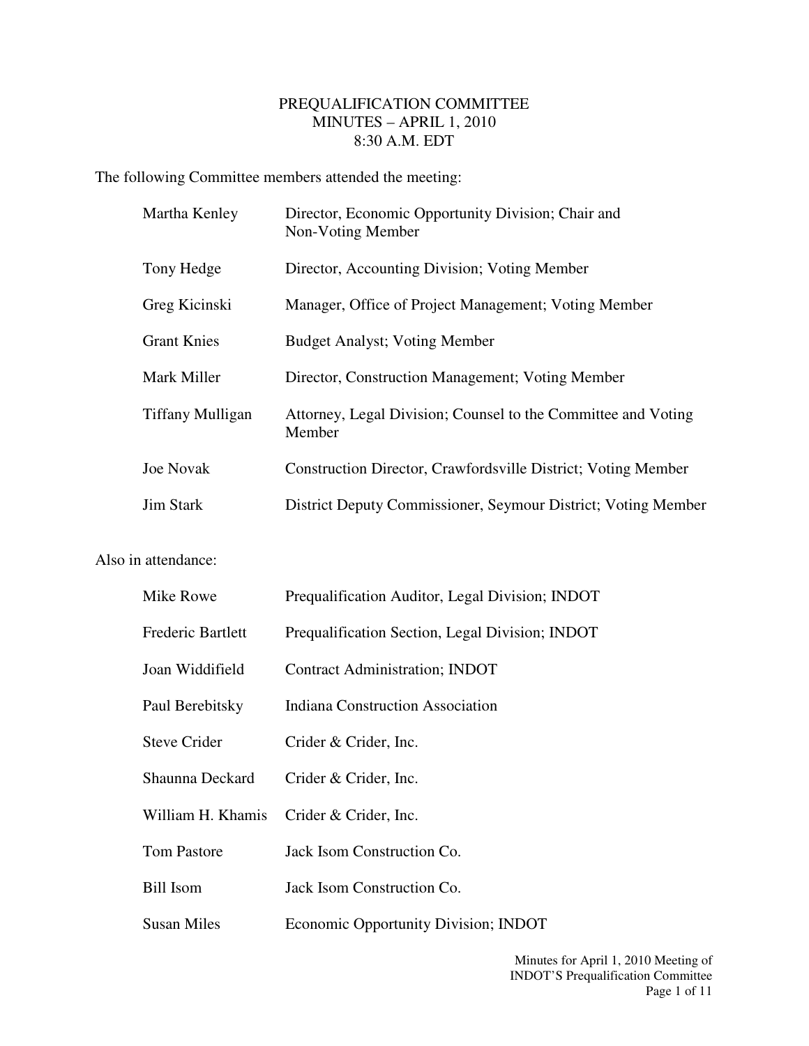# PREQUALIFICATION COMMITTEE
## MINUTES – APRIL 1, 2010
### 8:30 A.M. EDT

The following Committee members attended the meeting:

| | |
|---|---|
| Martha Kenley | Director, Economic Opportunity Division; Chair and Non-Voting Member |
| Tony Hedge | Director, Accounting Division; Voting Member |
| Greg Kicinski | Manager, Office of Project Management; Voting Member |
| Grant Knies | Budget Analyst; Voting Member |
| Mark Miller | Director, Construction Management; Voting Member |
| Tiffany Mulligan | Attorney, Legal Division; Counsel to the Committee and Voting Member |
| Joe Novak | Construction Director, Crawfordsville District; Voting Member |
| Jim Stark | District Deputy Commissioner, Seymour District; Voting Member |

Also in attendance:

| | |
|---|---|
| Mike Rowe | Prequalification Auditor, Legal Division; INDOT |
| Frederic Bartlett | Prequalification Section, Legal Division; INDOT |
| Joan Widdifield | Contract Administration; INDOT |
| Paul Berebitsky | Indiana Construction Association |
| Steve Crider | Crider & Crider, Inc. |
| Shaunna Deckard | Crider & Crider, Inc. |
| William H. Khamis | Crider & Crider, Inc. |
| Tom Pastore | Jack Isom Construction Co. |
| Bill Isom | Jack Isom Construction Co. |
| Susan Miles | Economic Opportunity Division; INDOT |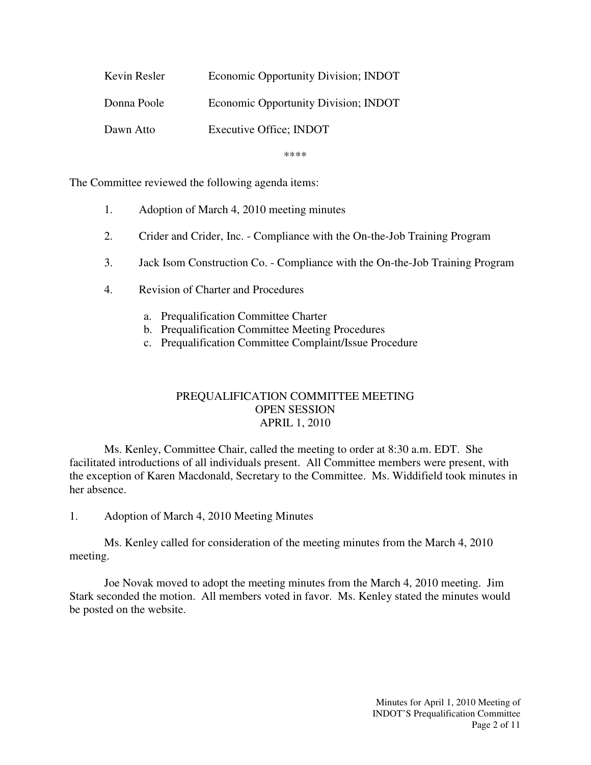| | |
|---|---|
| Kevin Resler | Economic Opportunity Division; INDOT |
| Donna Poole | Economic Opportunity Division; INDOT |
| Dawn Atto | Executive Office; INDOT |

****

The Committee reviewed the following agenda items:

1. Adoption of March 4, 2010 meeting minutes
2. Crider and Crider, Inc. - Compliance with the On-the-Job Training Program
3. Jack Isom Construction Co. - Compliance with the On-the-Job Training Program
4. Revision of Charter and Procedures
   a. Prequalification Committee Charter
   b. Prequalification Committee Meeting Procedures
   c. Prequalification Committee Complaint/Issue Procedure

## PREQUALIFICATION COMMITTEE MEETING
## OPEN SESSION
## APRIL 1, 2010

Ms. Kenley, Committee Chair, called the meeting to order at 8:30 a.m. EDT. She facilitated introductions of all individuals present. All Committee members were present, with the exception of Karen Macdonald, Secretary to the Committee. Ms. Widdifield took minutes in her absence.

1. Adoption of March 4, 2010 Meeting Minutes

Ms. Kenley called for consideration of the meeting minutes from the March 4, 2010 meeting.

Joe Novak moved to adopt the meeting minutes from the March 4, 2010 meeting. Jim Stark seconded the motion. All members voted in favor. Ms. Kenley stated the minutes would be posted on the website.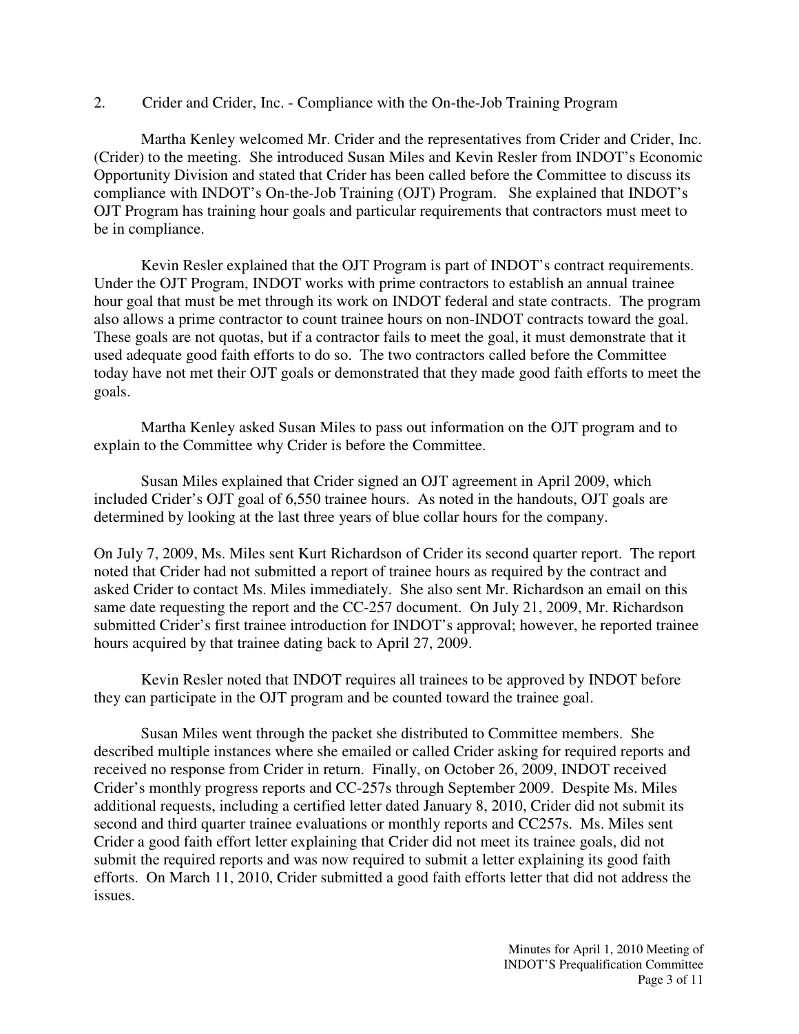2. Crider and Crider, Inc. - Compliance with the On-the-Job Training Program

Martha Kenley welcomed Mr. Crider and the representatives from Crider and Crider, Inc. (Crider) to the meeting. She introduced Susan Miles and Kevin Resler from INDOT's Economic Opportunity Division and stated that Crider has been called before the Committee to discuss its compliance with INDOT's On-the-Job Training (OJT) Program. She explained that INDOT's OJT Program has training hour goals and particular requirements that contractors must meet to be in compliance.

Kevin Resler explained that the OJT Program is part of INDOT's contract requirements. Under the OJT Program, INDOT works with prime contractors to establish an annual trainee hour goal that must be met through its work on INDOT federal and state contracts. The program also allows a prime contractor to count trainee hours on non-INDOT contracts toward the goal. These goals are not quotas, but if a contractor fails to meet the goal, it must demonstrate that it used adequate good faith efforts to do so. The two contractors called before the Committee today have not met their OJT goals or demonstrated that they made good faith efforts to meet the goals.

Martha Kenley asked Susan Miles to pass out information on the OJT program and to explain to the Committee why Crider is before the Committee.

Susan Miles explained that Crider signed an OJT agreement in April 2009, which included Crider's OJT goal of 6,550 trainee hours. As noted in the handouts, OJT goals are determined by looking at the last three years of blue collar hours for the company.

On July 7, 2009, Ms. Miles sent Kurt Richardson of Crider its second quarter report. The report noted that Crider had not submitted a report of trainee hours as required by the contract and asked Crider to contact Ms. Miles immediately. She also sent Mr. Richardson an email on this same date requesting the report and the CC-257 document. On July 21, 2009, Mr. Richardson submitted Crider's first trainee introduction for INDOT's approval; however, he reported trainee hours acquired by that trainee dating back to April 27, 2009.

Kevin Resler noted that INDOT requires all trainees to be approved by INDOT before they can participate in the OJT program and be counted toward the trainee goal.

Susan Miles went through the packet she distributed to Committee members. She described multiple instances where she emailed or called Crider asking for required reports and received no response from Crider in return. Finally, on October 26, 2009, INDOT received Crider's monthly progress reports and CC-257s through September 2009. Despite Ms. Miles additional requests, including a certified letter dated January 8, 2010, Crider did not submit its second and third quarter trainee evaluations or monthly reports and CC257s. Ms. Miles sent Crider a good faith effort letter explaining that Crider did not meet its trainee goals, did not submit the required reports and was now required to submit a letter explaining its good faith efforts. On March 11, 2010, Crider submitted a good faith efforts letter that did not address the issues.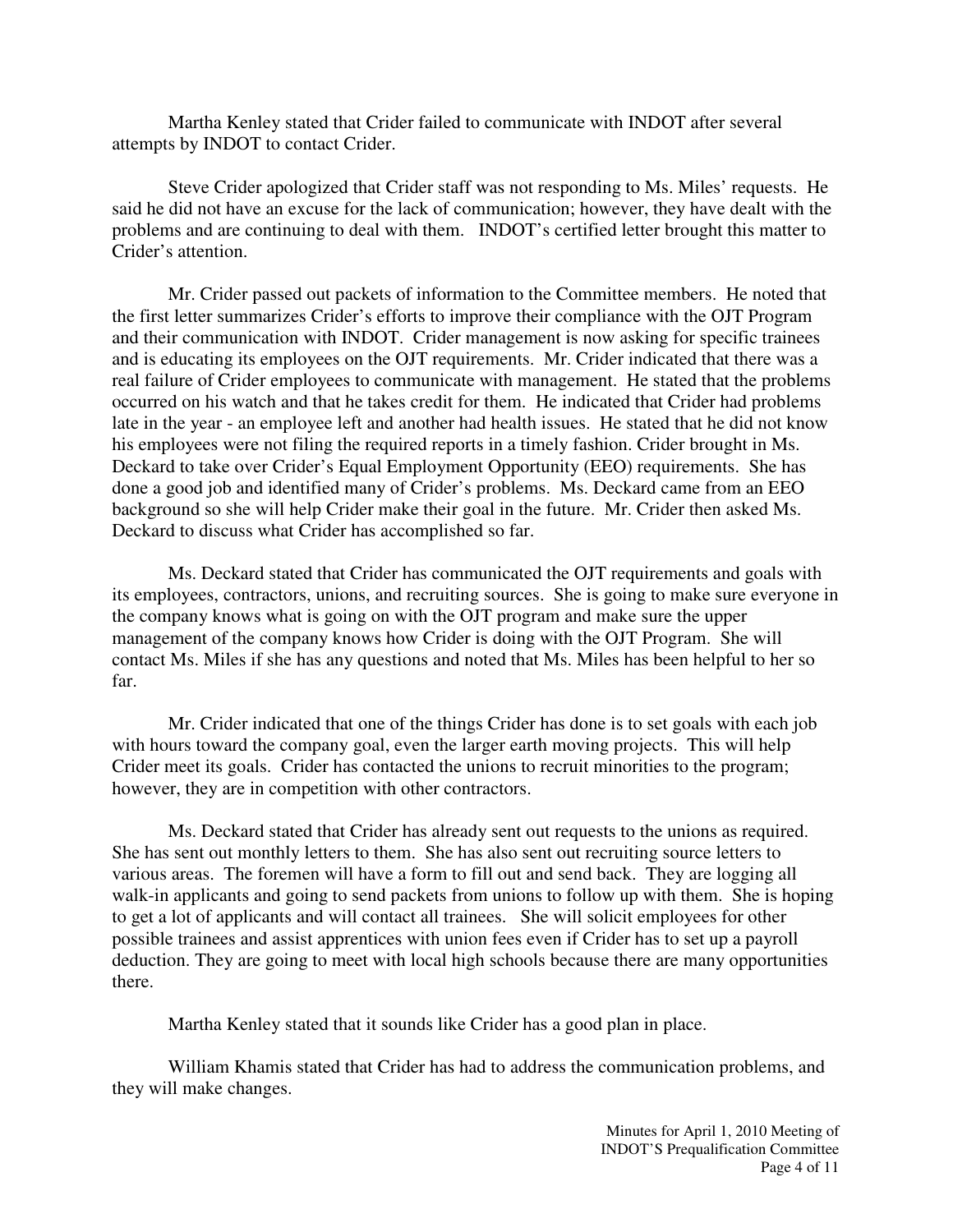Martha Kenley stated that Crider failed to communicate with INDOT after several attempts by INDOT to contact Crider.

Steve Crider apologized that Crider staff was not responding to Ms. Miles' requests. He said he did not have an excuse for the lack of communication; however, they have dealt with the problems and are continuing to deal with them. INDOT's certified letter brought this matter to Crider's attention.

Mr. Crider passed out packets of information to the Committee members. He noted that the first letter summarizes Crider's efforts to improve their compliance with the OJT Program and their communication with INDOT. Crider management is now asking for specific trainees and is educating its employees on the OJT requirements. Mr. Crider indicated that there was a real failure of Crider employees to communicate with management. He stated that the problems occurred on his watch and that he takes credit for them. He indicated that Crider had problems late in the year - an employee left and another had health issues. He stated that he did not know his employees were not filing the required reports in a timely fashion. Crider brought in Ms. Deckard to take over Crider's Equal Employment Opportunity (EEO) requirements. She has done a good job and identified many of Crider's problems. Ms. Deckard came from an EEO background so she will help Crider make their goal in the future. Mr. Crider then asked Ms. Deckard to discuss what Crider has accomplished so far.

Ms. Deckard stated that Crider has communicated the OJT requirements and goals with its employees, contractors, unions, and recruiting sources. She is going to make sure everyone in the company knows what is going on with the OJT program and make sure the upper management of the company knows how Crider is doing with the OJT Program. She will contact Ms. Miles if she has any questions and noted that Ms. Miles has been helpful to her so far.

Mr. Crider indicated that one of the things Crider has done is to set goals with each job with hours toward the company goal, even the larger earth moving projects. This will help Crider meet its goals. Crider has contacted the unions to recruit minorities to the program; however, they are in competition with other contractors.

Ms. Deckard stated that Crider has already sent out requests to the unions as required. She has sent out monthly letters to them. She has also sent out recruiting source letters to various areas. The foremen will have a form to fill out and send back. They are logging all walk-in applicants and going to send packets from unions to follow up with them. She is hoping to get a lot of applicants and will contact all trainees. She will solicit employees for other possible trainees and assist apprentices with union fees even if Crider has to set up a payroll deduction. They are going to meet with local high schools because there are many opportunities there.

Martha Kenley stated that it sounds like Crider has a good plan in place.

William Khamis stated that Crider has had to address the communication problems, and they will make changes.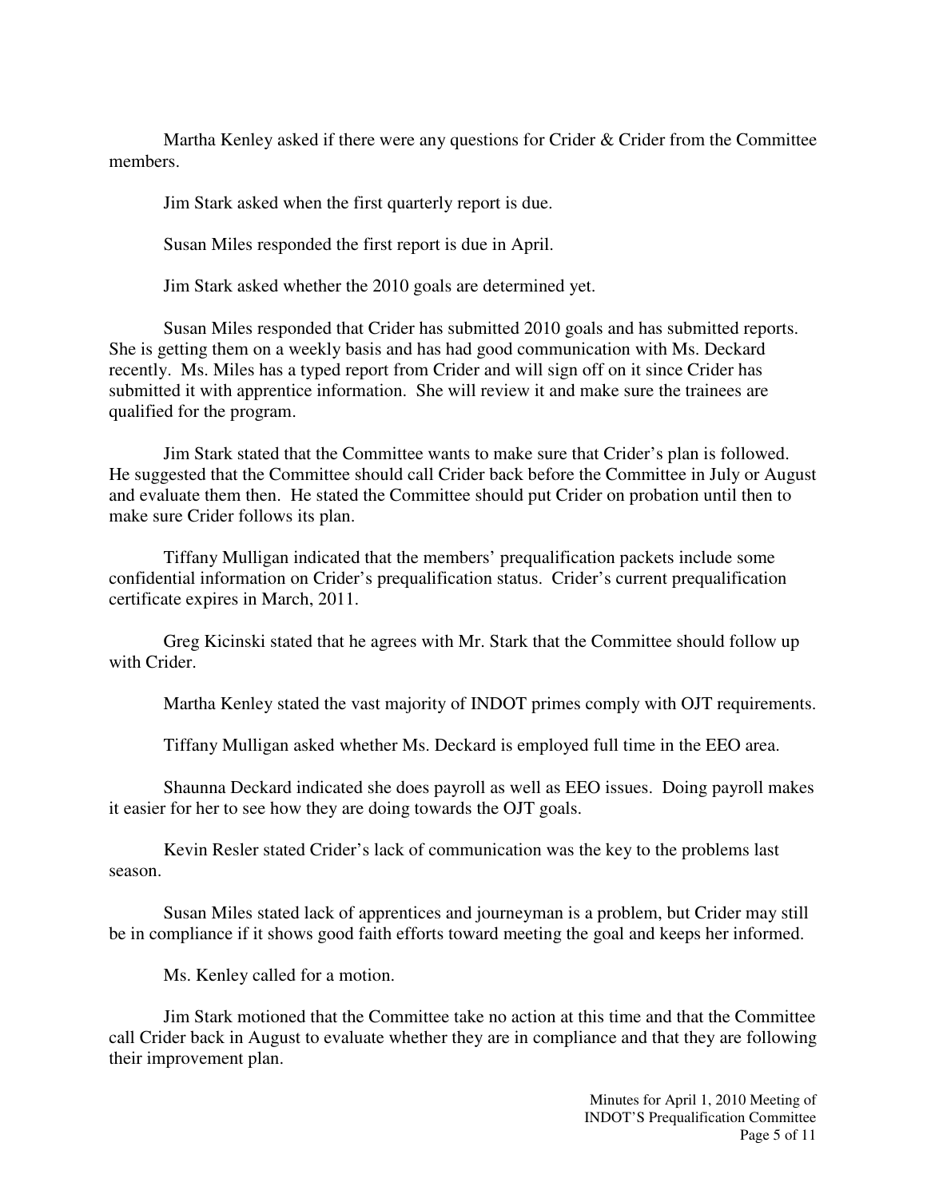Martha Kenley asked if there were any questions for Crider & Crider from the Committee members.

Jim Stark asked when the first quarterly report is due.

Susan Miles responded the first report is due in April.

Jim Stark asked whether the 2010 goals are determined yet.

Susan Miles responded that Crider has submitted 2010 goals and has submitted reports. She is getting them on a weekly basis and has had good communication with Ms. Deckard recently. Ms. Miles has a typed report from Crider and will sign off on it since Crider has submitted it with apprentice information. She will review it and make sure the trainees are qualified for the program.

Jim Stark stated that the Committee wants to make sure that Crider's plan is followed. He suggested that the Committee should call Crider back before the Committee in July or August and evaluate them then. He stated the Committee should put Crider on probation until then to make sure Crider follows its plan.

Tiffany Mulligan indicated that the members' prequalification packets include some confidential information on Crider's prequalification status. Crider's current prequalification certificate expires in March, 2011.

Greg Kicinski stated that he agrees with Mr. Stark that the Committee should follow up with Crider.

Martha Kenley stated the vast majority of INDOT primes comply with OJT requirements.

Tiffany Mulligan asked whether Ms. Deckard is employed full time in the EEO area.

Shaunna Deckard indicated she does payroll as well as EEO issues. Doing payroll makes it easier for her to see how they are doing towards the OJT goals.

Kevin Resler stated Crider's lack of communication was the key to the problems last season.

Susan Miles stated lack of apprentices and journeyman is a problem, but Crider may still be in compliance if it shows good faith efforts toward meeting the goal and keeps her informed.

Ms. Kenley called for a motion.

Jim Stark motioned that the Committee take no action at this time and that the Committee call Crider back in August to evaluate whether they are in compliance and that they are following their improvement plan.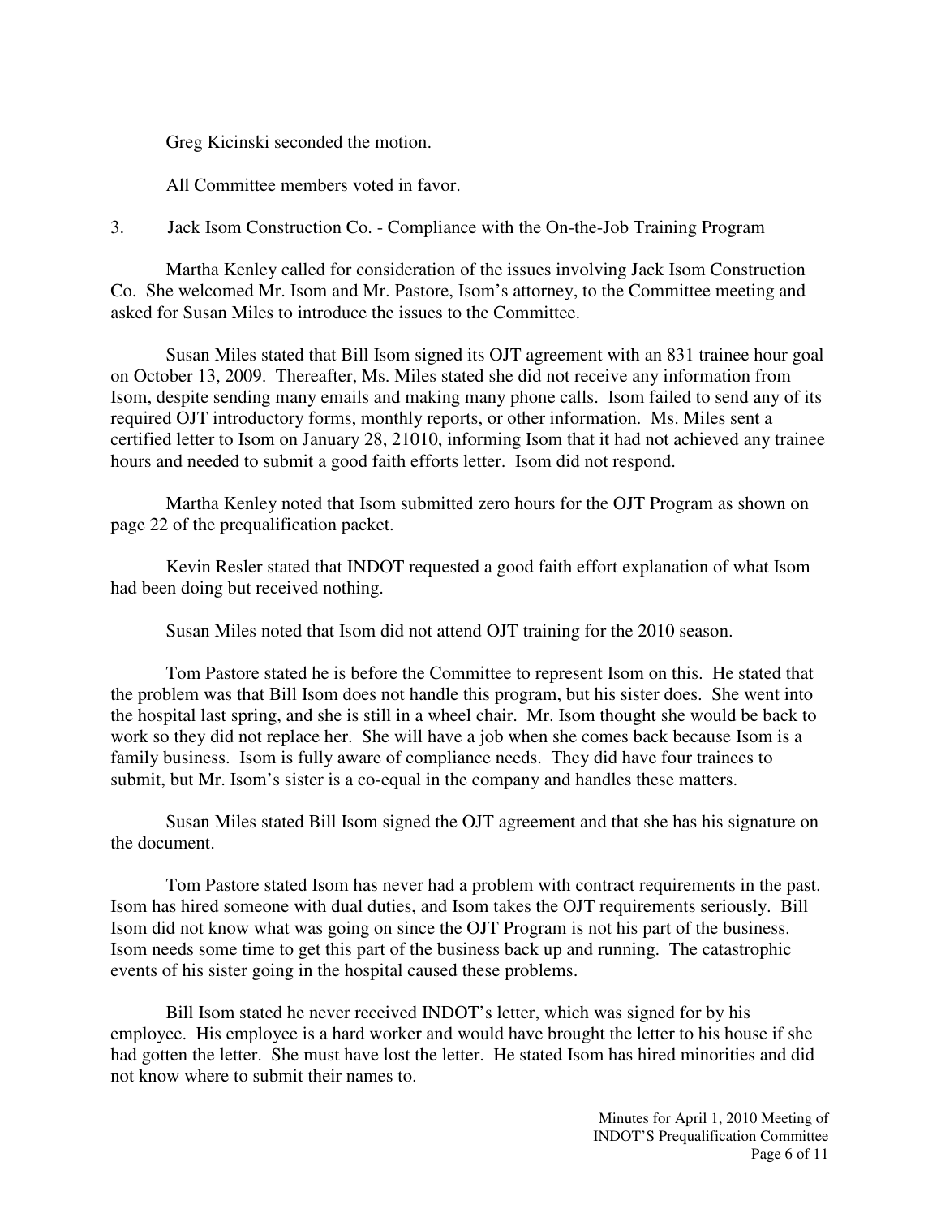Greg Kicinski seconded the motion.

All Committee members voted in favor.

3. Jack Isom Construction Co. - Compliance with the On-the-Job Training Program

Martha Kenley called for consideration of the issues involving Jack Isom Construction Co. She welcomed Mr. Isom and Mr. Pastore, Isom's attorney, to the Committee meeting and asked for Susan Miles to introduce the issues to the Committee.

Susan Miles stated that Bill Isom signed its OJT agreement with an 831 trainee hour goal on October 13, 2009. Thereafter, Ms. Miles stated she did not receive any information from Isom, despite sending many emails and making many phone calls. Isom failed to send any of its required OJT introductory forms, monthly reports, or other information. Ms. Miles sent a certified letter to Isom on January 28, 21010, informing Isom that it had not achieved any trainee hours and needed to submit a good faith efforts letter. Isom did not respond.

Martha Kenley noted that Isom submitted zero hours for the OJT Program as shown on page 22 of the prequalification packet.

Kevin Resler stated that INDOT requested a good faith effort explanation of what Isom had been doing but received nothing.

Susan Miles noted that Isom did not attend OJT training for the 2010 season.

Tom Pastore stated he is before the Committee to represent Isom on this. He stated that the problem was that Bill Isom does not handle this program, but his sister does. She went into the hospital last spring, and she is still in a wheel chair. Mr. Isom thought she would be back to work so they did not replace her. She will have a job when she comes back because Isom is a family business. Isom is fully aware of compliance needs. They did have four trainees to submit, but Mr. Isom's sister is a co-equal in the company and handles these matters.

Susan Miles stated Bill Isom signed the OJT agreement and that she has his signature on the document.

Tom Pastore stated Isom has never had a problem with contract requirements in the past. Isom has hired someone with dual duties, and Isom takes the OJT requirements seriously. Bill Isom did not know what was going on since the OJT Program is not his part of the business. Isom needs some time to get this part of the business back up and running. The catastrophic events of his sister going in the hospital caused these problems.

Bill Isom stated he never received INDOT's letter, which was signed for by his employee. His employee is a hard worker and would have brought the letter to his house if she had gotten the letter. She must have lost the letter. He stated Isom has hired minorities and did not know where to submit their names to.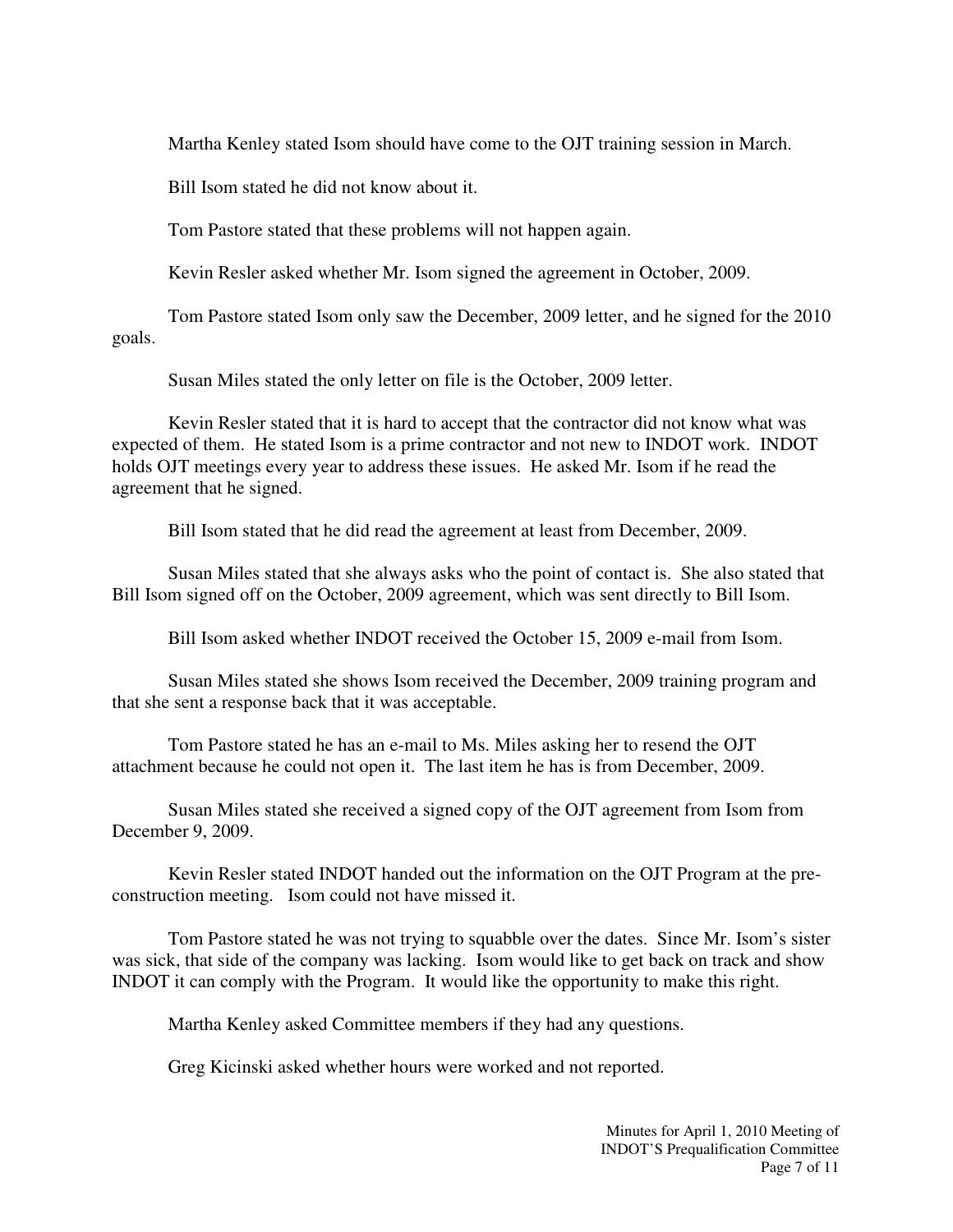Martha Kenley stated Isom should have come to the OJT training session in March.

Bill Isom stated he did not know about it.

Tom Pastore stated that these problems will not happen again.

Kevin Resler asked whether Mr. Isom signed the agreement in October, 2009.

Tom Pastore stated Isom only saw the December, 2009 letter, and he signed for the 2010 goals.

Susan Miles stated the only letter on file is the October, 2009 letter.

Kevin Resler stated that it is hard to accept that the contractor did not know what was expected of them. He stated Isom is a prime contractor and not new to INDOT work. INDOT holds OJT meetings every year to address these issues. He asked Mr. Isom if he read the agreement that he signed.

Bill Isom stated that he did read the agreement at least from December, 2009.

Susan Miles stated that she always asks who the point of contact is. She also stated that Bill Isom signed off on the October, 2009 agreement, which was sent directly to Bill Isom.

Bill Isom asked whether INDOT received the October 15, 2009 e-mail from Isom.

Susan Miles stated she shows Isom received the December, 2009 training program and that she sent a response back that it was acceptable.

Tom Pastore stated he has an e-mail to Ms. Miles asking her to resend the OJT attachment because he could not open it. The last item he has is from December, 2009.

Susan Miles stated she received a signed copy of the OJT agreement from Isom from December 9, 2009.

Kevin Resler stated INDOT handed out the information on the OJT Program at the pre-construction meeting. Isom could not have missed it.

Tom Pastore stated he was not trying to squabble over the dates. Since Mr. Isom's sister was sick, that side of the company was lacking. Isom would like to get back on track and show INDOT it can comply with the Program. It would like the opportunity to make this right.

Martha Kenley asked Committee members if they had any questions.

Greg Kicinski asked whether hours were worked and not reported.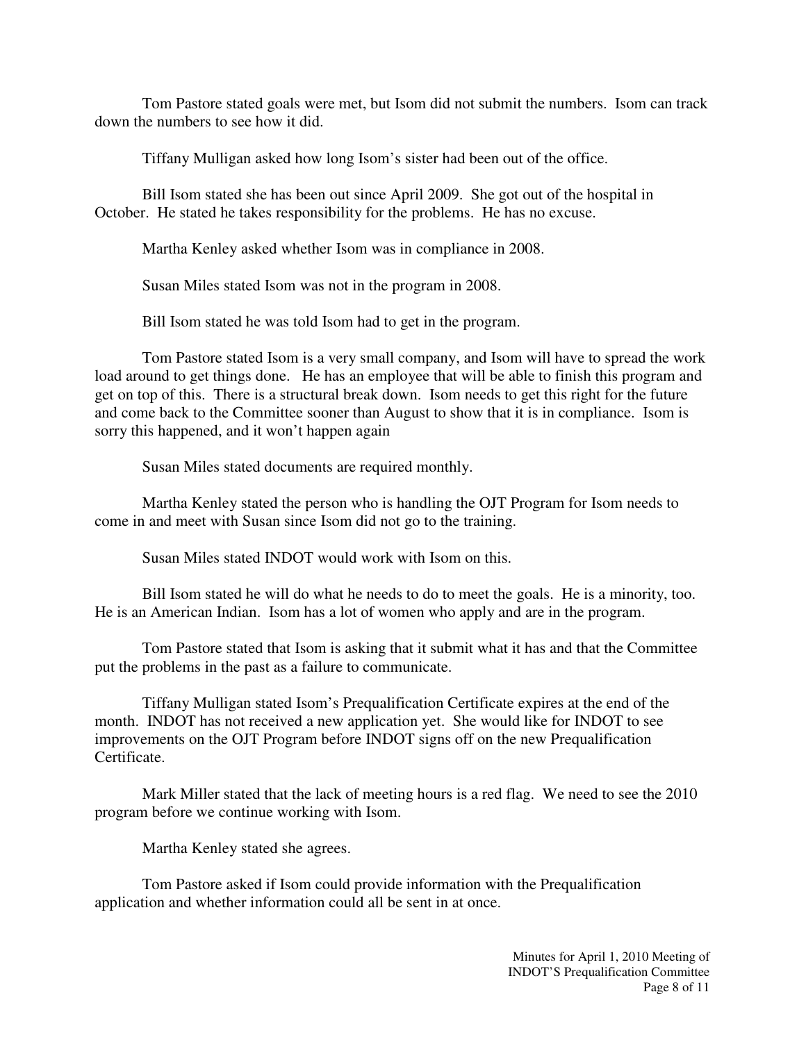Tom Pastore stated goals were met, but Isom did not submit the numbers. Isom can track down the numbers to see how it did.

Tiffany Mulligan asked how long Isom's sister had been out of the office.

Bill Isom stated she has been out since April 2009. She got out of the hospital in October. He stated he takes responsibility for the problems. He has no excuse.

Martha Kenley asked whether Isom was in compliance in 2008.

Susan Miles stated Isom was not in the program in 2008.

Bill Isom stated he was told Isom had to get in the program.

Tom Pastore stated Isom is a very small company, and Isom will have to spread the work load around to get things done. He has an employee that will be able to finish this program and get on top of this. There is a structural break down. Isom needs to get this right for the future and come back to the Committee sooner than August to show that it is in compliance. Isom is sorry this happened, and it won't happen again

Susan Miles stated documents are required monthly.

Martha Kenley stated the person who is handling the OJT Program for Isom needs to come in and meet with Susan since Isom did not go to the training.

Susan Miles stated INDOT would work with Isom on this.

Bill Isom stated he will do what he needs to do to meet the goals. He is a minority, too. He is an American Indian. Isom has a lot of women who apply and are in the program.

Tom Pastore stated that Isom is asking that it submit what it has and that the Committee put the problems in the past as a failure to communicate.

Tiffany Mulligan stated Isom's Prequalification Certificate expires at the end of the month. INDOT has not received a new application yet. She would like for INDOT to see improvements on the OJT Program before INDOT signs off on the new Prequalification Certificate.

Mark Miller stated that the lack of meeting hours is a red flag. We need to see the 2010 program before we continue working with Isom.

Martha Kenley stated she agrees.

Tom Pastore asked if Isom could provide information with the Prequalification application and whether information could all be sent in at once.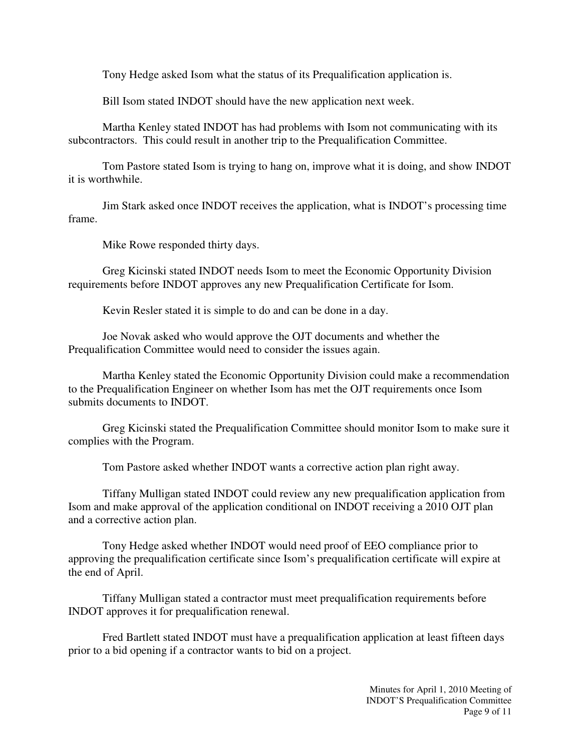Tony Hedge asked Isom what the status of its Prequalification application is.

Bill Isom stated INDOT should have the new application next week.

Martha Kenley stated INDOT has had problems with Isom not communicating with its subcontractors. This could result in another trip to the Prequalification Committee.

Tom Pastore stated Isom is trying to hang on, improve what it is doing, and show INDOT it is worthwhile.

Jim Stark asked once INDOT receives the application, what is INDOT's processing time frame.

Mike Rowe responded thirty days.

Greg Kicinski stated INDOT needs Isom to meet the Economic Opportunity Division requirements before INDOT approves any new Prequalification Certificate for Isom.

Kevin Resler stated it is simple to do and can be done in a day.

Joe Novak asked who would approve the OJT documents and whether the Prequalification Committee would need to consider the issues again.

Martha Kenley stated the Economic Opportunity Division could make a recommendation to the Prequalification Engineer on whether Isom has met the OJT requirements once Isom submits documents to INDOT.

Greg Kicinski stated the Prequalification Committee should monitor Isom to make sure it complies with the Program.

Tom Pastore asked whether INDOT wants a corrective action plan right away.

Tiffany Mulligan stated INDOT could review any new prequalification application from Isom and make approval of the application conditional on INDOT receiving a 2010 OJT plan and a corrective action plan.

Tony Hedge asked whether INDOT would need proof of EEO compliance prior to approving the prequalification certificate since Isom's prequalification certificate will expire at the end of April.

Tiffany Mulligan stated a contractor must meet prequalification requirements before INDOT approves it for prequalification renewal.

Fred Bartlett stated INDOT must have a prequalification application at least fifteen days prior to a bid opening if a contractor wants to bid on a project.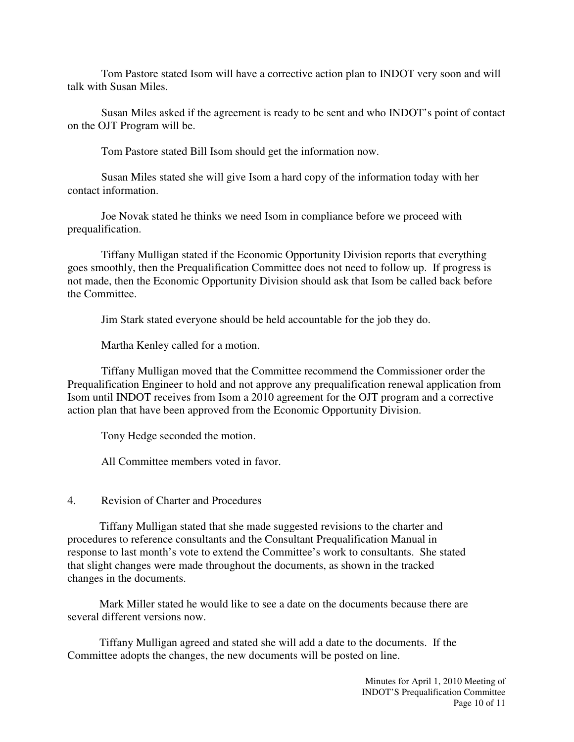Tom Pastore stated Isom will have a corrective action plan to INDOT very soon and will talk with Susan Miles.

Susan Miles asked if the agreement is ready to be sent and who INDOT's point of contact on the OJT Program will be.

Tom Pastore stated Bill Isom should get the information now.

Susan Miles stated she will give Isom a hard copy of the information today with her contact information.

Joe Novak stated he thinks we need Isom in compliance before we proceed with prequalification.

Tiffany Mulligan stated if the Economic Opportunity Division reports that everything goes smoothly, then the Prequalification Committee does not need to follow up. If progress is not made, then the Economic Opportunity Division should ask that Isom be called back before the Committee.

Jim Stark stated everyone should be held accountable for the job they do.

Martha Kenley called for a motion.

Tiffany Mulligan moved that the Committee recommend the Commissioner order the Prequalification Engineer to hold and not approve any prequalification renewal application from Isom until INDOT receives from Isom a 2010 agreement for the OJT program and a corrective action plan that have been approved from the Economic Opportunity Division.

Tony Hedge seconded the motion.

All Committee members voted in favor.

4. Revision of Charter and Procedures

Tiffany Mulligan stated that she made suggested revisions to the charter and procedures to reference consultants and the Consultant Prequalification Manual in response to last month's vote to extend the Committee's work to consultants. She stated that slight changes were made throughout the documents, as shown in the tracked changes in the documents.

Mark Miller stated he would like to see a date on the documents because there are several different versions now.

Tiffany Mulligan agreed and stated she will add a date to the documents. If the Committee adopts the changes, the new documents will be posted on line.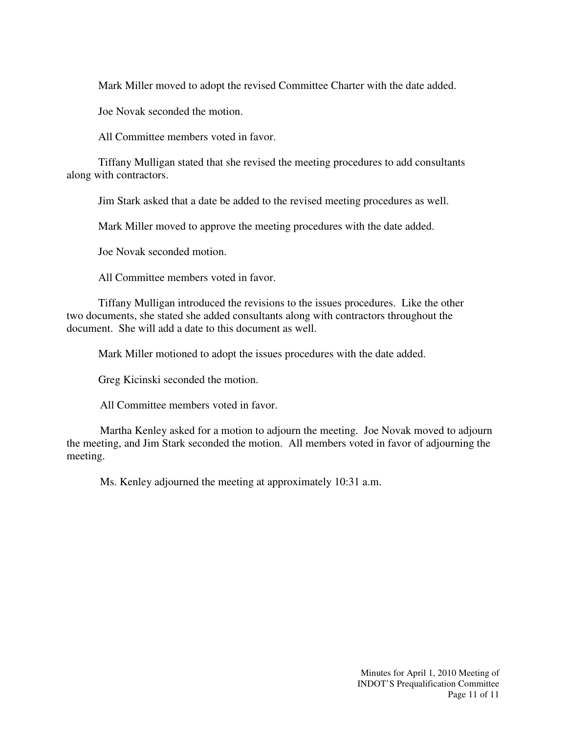Mark Miller moved to adopt the revised Committee Charter with the date added.

Joe Novak seconded the motion.

All Committee members voted in favor.

Tiffany Mulligan stated that she revised the meeting procedures to add consultants along with contractors.

Jim Stark asked that a date be added to the revised meeting procedures as well.

Mark Miller moved to approve the meeting procedures with the date added.

Joe Novak seconded motion.

All Committee members voted in favor.

Tiffany Mulligan introduced the revisions to the issues procedures. Like the other two documents, she stated she added consultants along with contractors throughout the document. She will add a date to this document as well.

Mark Miller motioned to adopt the issues procedures with the date added.

Greg Kicinski seconded the motion.

All Committee members voted in favor.

Martha Kenley asked for a motion to adjourn the meeting. Joe Novak moved to adjourn the meeting, and Jim Stark seconded the motion. All members voted in favor of adjourning the meeting.

Ms. Kenley adjourned the meeting at approximately 10:31 a.m.